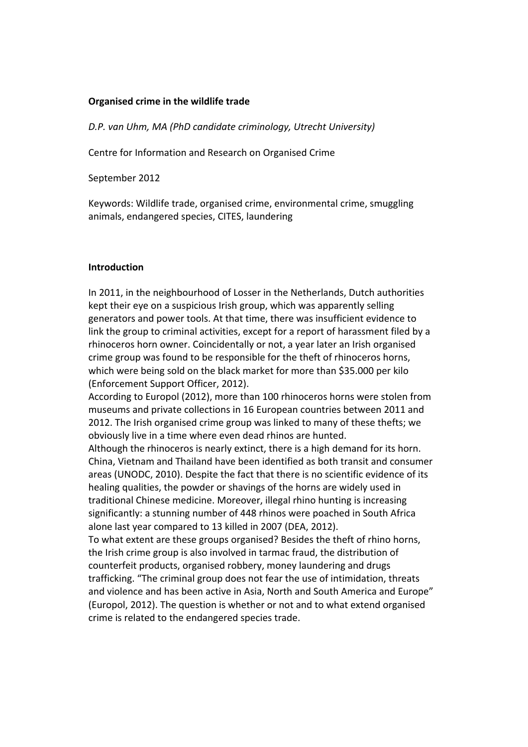**Organised crime in the wildlife trade**

*D.P. van Uhm, MA (PhD candidate criminology, Utrecht University)*

Centre for Information and Research on Organised Crime

September 2012

Keywords: Wildlife trade, organised crime, environmental crime, smuggling animals, endangered species, CITES, laundering

**Introduction**

In 2011, in the neighbourhood of Losser in the Netherlands, Dutch authorities kept their eye on a suspicious Irish group, which was apparently selling generators and power tools. At that time, there was insufficient evidence to link the group to criminal activities, except for a report of harassment filed by a rhinoceros horn owner. Coincidentally or not, a year later an Irish organised crime group was found to be responsible for the theft of rhinoceros horns, which were being sold on the black market for more than $35.000 per kilo (Enforcement Support Officer, 2012).

According to Europol (2012), more than 100 rhinoceros horns were stolen from museums and private collections in 16 European countries between 2011 and 2012. The Irish organised crime group was linked to many of these thefts; we obviously live in a time where even dead rhinos are hunted.

Although the rhinoceros is nearly extinct, there is a high demand for its horn. China, Vietnam and Thailand have been identified as both transit and consumer areas (UNODC, 2010). Despite the fact that there is no scientific evidence of its healing qualities, the powder or shavings of the horns are widely used in traditional Chinese medicine. Moreover, illegal rhino hunting is increasing significantly: a stunning number of 448 rhinos were poached in South Africa alone last year compared to 13 killed in 2007 (DEA, 2012).

To what extent are these groups organised? Besides the theft of rhino horns, the Irish crime group is also involved in tarmac fraud, the distribution of counterfeit products, organised robbery, money laundering and drugs trafficking. "The criminal group does not fear the use of intimidation, threats and violence and has been active in Asia, North and South America and Europe" (Europol, 2012). The question is whether or not and to what extend organised crime is related to the endangered species trade.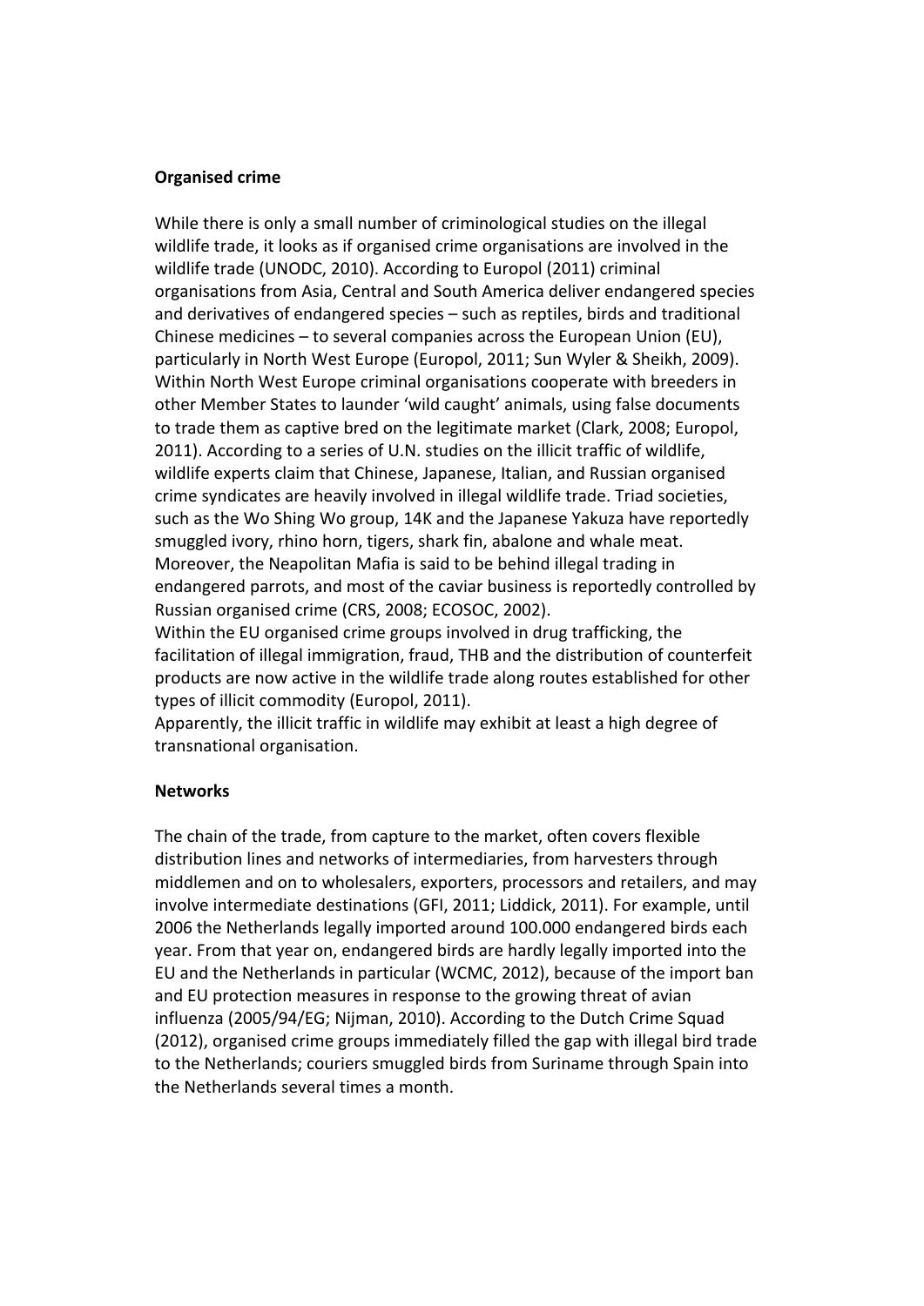**Organised crime**

While there is only a small number of criminological studies on the illegal wildlife trade, it looks as if organised crime organisations are involved in the wildlife trade (UNODC, 2010). According to Europol (2011) criminal organisations from Asia, Central and South America deliver endangered species and derivatives of endangered species – such as reptiles, birds and traditional Chinese medicines – to several companies across the European Union (EU), particularly in North West Europe (Europol, 2011; Sun Wyler & Sheikh, 2009). Within North West Europe criminal organisations cooperate with breeders in other Member States to launder 'wild caught' animals, using false documents to trade them as captive bred on the legitimate market (Clark, 2008; Europol, 2011). According to a series of U.N. studies on the illicit traffic of wildlife, wildlife experts claim that Chinese, Japanese, Italian, and Russian organised crime syndicates are heavily involved in illegal wildlife trade. Triad societies, such as the Wo Shing Wo group, 14K and the Japanese Yakuza have reportedly smuggled ivory, rhino horn, tigers, shark fin, abalone and whale meat. Moreover, the Neapolitan Mafia is said to be behind illegal trading in endangered parrots, and most of the caviar business is reportedly controlled by Russian organised crime (CRS, 2008; ECOSOC, 2002).
Within the EU organised crime groups involved in drug trafficking, the facilitation of illegal immigration, fraud, THB and the distribution of counterfeit products are now active in the wildlife trade along routes established for other types of illicit commodity (Europol, 2011).
Apparently, the illicit traffic in wildlife may exhibit at least a high degree of transnational organisation.

**Networks**

The chain of the trade, from capture to the market, often covers flexible distribution lines and networks of intermediaries, from harvesters through middlemen and on to wholesalers, exporters, processors and retailers, and may involve intermediate destinations (GFI, 2011; Liddick, 2011). For example, until 2006 the Netherlands legally imported around 100.000 endangered birds each year. From that year on, endangered birds are hardly legally imported into the EU and the Netherlands in particular (WCMC, 2012), because of the import ban and EU protection measures in response to the growing threat of avian influenza (2005/94/EG; Nijman, 2010). According to the Dutch Crime Squad (2012), organised crime groups immediately filled the gap with illegal bird trade to the Netherlands; couriers smuggled birds from Suriname through Spain into the Netherlands several times a month.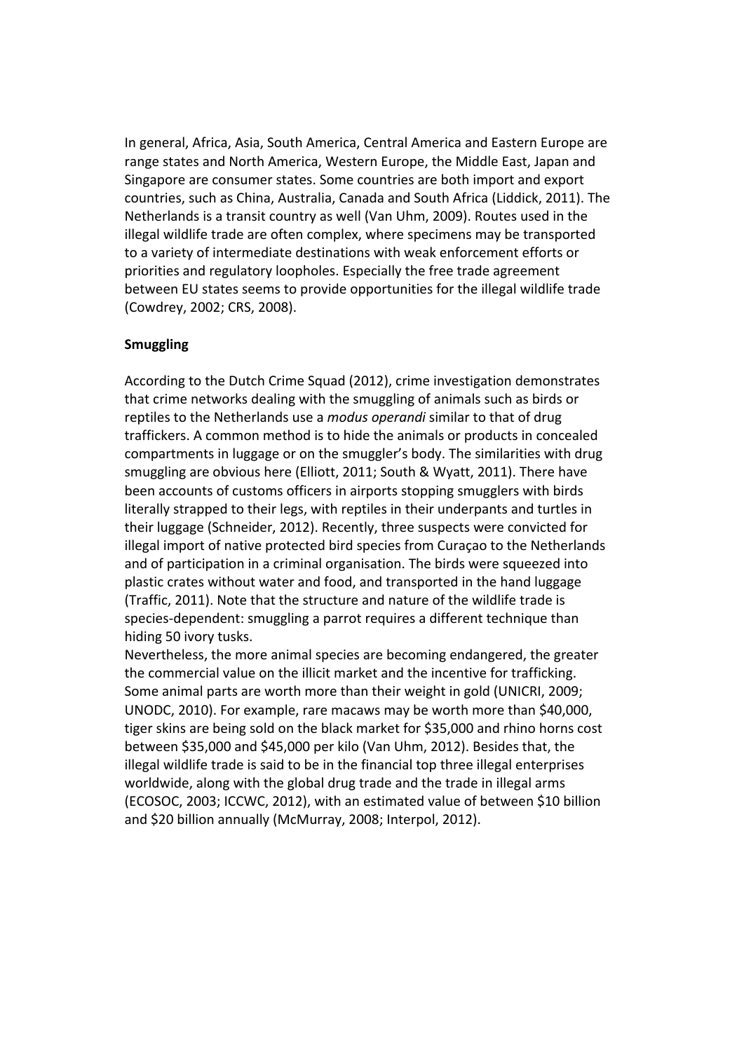In general, Africa, Asia, South America, Central America and Eastern Europe are range states and North America, Western Europe, the Middle East, Japan and Singapore are consumer states. Some countries are both import and export countries, such as China, Australia, Canada and South Africa (Liddick, 2011). The Netherlands is a transit country as well (Van Uhm, 2009). Routes used in the illegal wildlife trade are often complex, where specimens may be transported to a variety of intermediate destinations with weak enforcement efforts or priorities and regulatory loopholes. Especially the free trade agreement between EU states seems to provide opportunities for the illegal wildlife trade (Cowdrey, 2002; CRS, 2008).

**Smuggling**

According to the Dutch Crime Squad (2012), crime investigation demonstrates that crime networks dealing with the smuggling of animals such as birds or reptiles to the Netherlands use a *modus operandi* similar to that of drug traffickers. A common method is to hide the animals or products in concealed compartments in luggage or on the smuggler's body. The similarities with drug smuggling are obvious here (Elliott, 2011; South & Wyatt, 2011). There have been accounts of customs officers in airports stopping smugglers with birds literally strapped to their legs, with reptiles in their underpants and turtles in their luggage (Schneider, 2012). Recently, three suspects were convicted for illegal import of native protected bird species from Curaçao to the Netherlands and of participation in a criminal organisation. The birds were squeezed into plastic crates without water and food, and transported in the hand luggage (Traffic, 2011). Note that the structure and nature of the wildlife trade is species-dependent: smuggling a parrot requires a different technique than hiding 50 ivory tusks.

Nevertheless, the more animal species are becoming endangered, the greater the commercial value on the illicit market and the incentive for trafficking. Some animal parts are worth more than their weight in gold (UNICRI, 2009; UNODC, 2010). For example, rare macaws may be worth more than $40,000, tiger skins are being sold on the black market for $35,000 and rhino horns cost between $35,000 and $45,000 per kilo (Van Uhm, 2012). Besides that, the illegal wildlife trade is said to be in the financial top three illegal enterprises worldwide, along with the global drug trade and the trade in illegal arms (ECOSOC, 2003; ICCWC, 2012), with an estimated value of between $10 billion and $20 billion annually (McMurray, 2008; Interpol, 2012).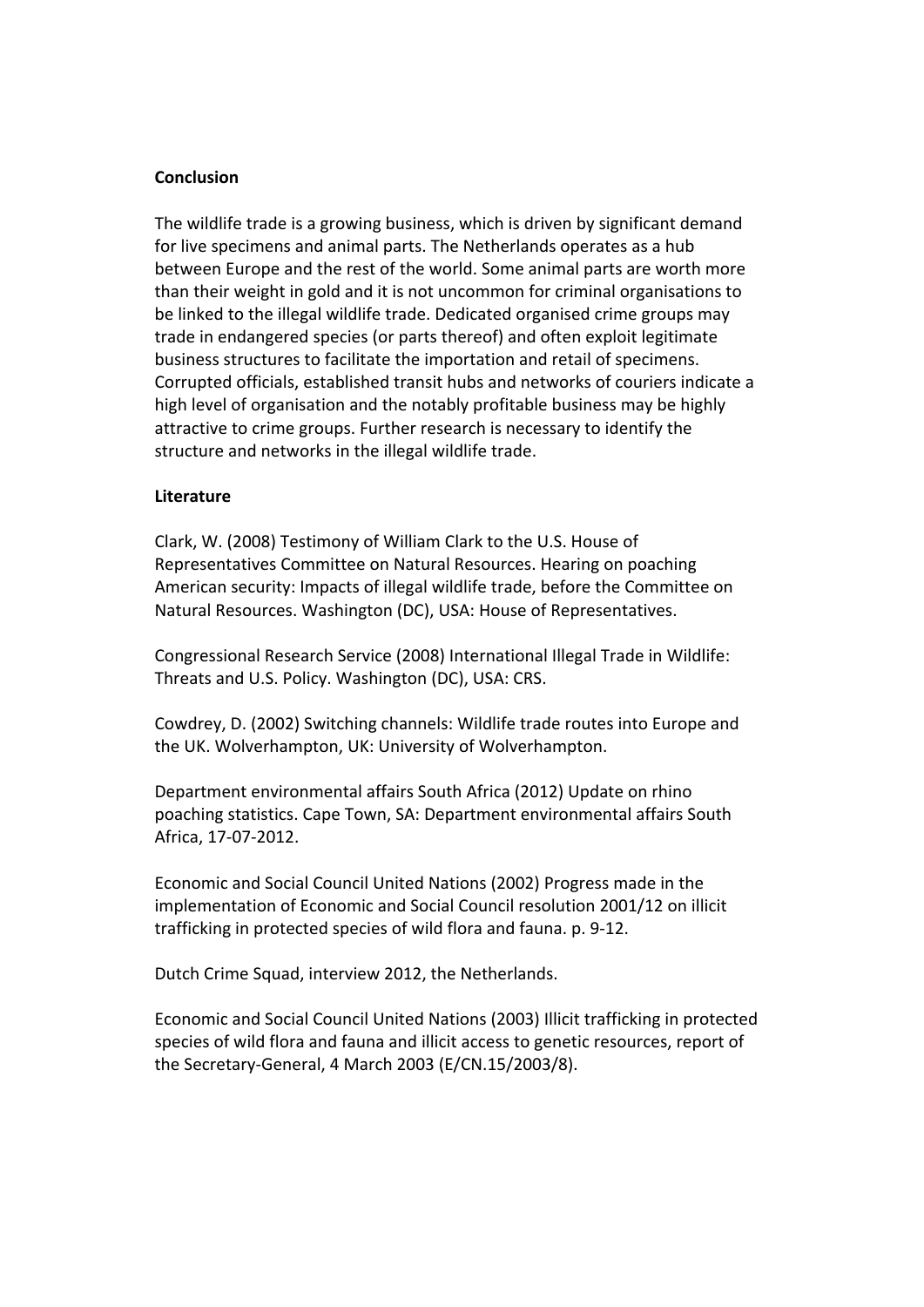## Conclusion

The wildlife trade is a growing business, which is driven by significant demand for live specimens and animal parts. The Netherlands operates as a hub between Europe and the rest of the world. Some animal parts are worth more than their weight in gold and it is not uncommon for criminal organisations to be linked to the illegal wildlife trade. Dedicated organised crime groups may trade in endangered species (or parts thereof) and often exploit legitimate business structures to facilitate the importation and retail of specimens. Corrupted officials, established transit hubs and networks of couriers indicate a high level of organisation and the notably profitable business may be highly attractive to crime groups. Further research is necessary to identify the structure and networks in the illegal wildlife trade.

## Literature

Clark, W. (2008) Testimony of William Clark to the U.S. House of Representatives Committee on Natural Resources. Hearing on poaching American security: Impacts of illegal wildlife trade, before the Committee on Natural Resources. Washington (DC), USA: House of Representatives.

Congressional Research Service (2008) International Illegal Trade in Wildlife: Threats and U.S. Policy. Washington (DC), USA: CRS.

Cowdrey, D. (2002) Switching channels: Wildlife trade routes into Europe and the UK. Wolverhampton, UK: University of Wolverhampton.

Department environmental affairs South Africa (2012) Update on rhino poaching statistics. Cape Town, SA: Department environmental affairs South Africa, 17-07-2012.

Economic and Social Council United Nations (2002) Progress made in the implementation of Economic and Social Council resolution 2001/12 on illicit trafficking in protected species of wild flora and fauna. p. 9-12.

Dutch Crime Squad, interview 2012, the Netherlands.

Economic and Social Council United Nations (2003) Illicit trafficking in protected species of wild flora and fauna and illicit access to genetic resources, report of the Secretary-General, 4 March 2003 (E/CN.15/2003/8).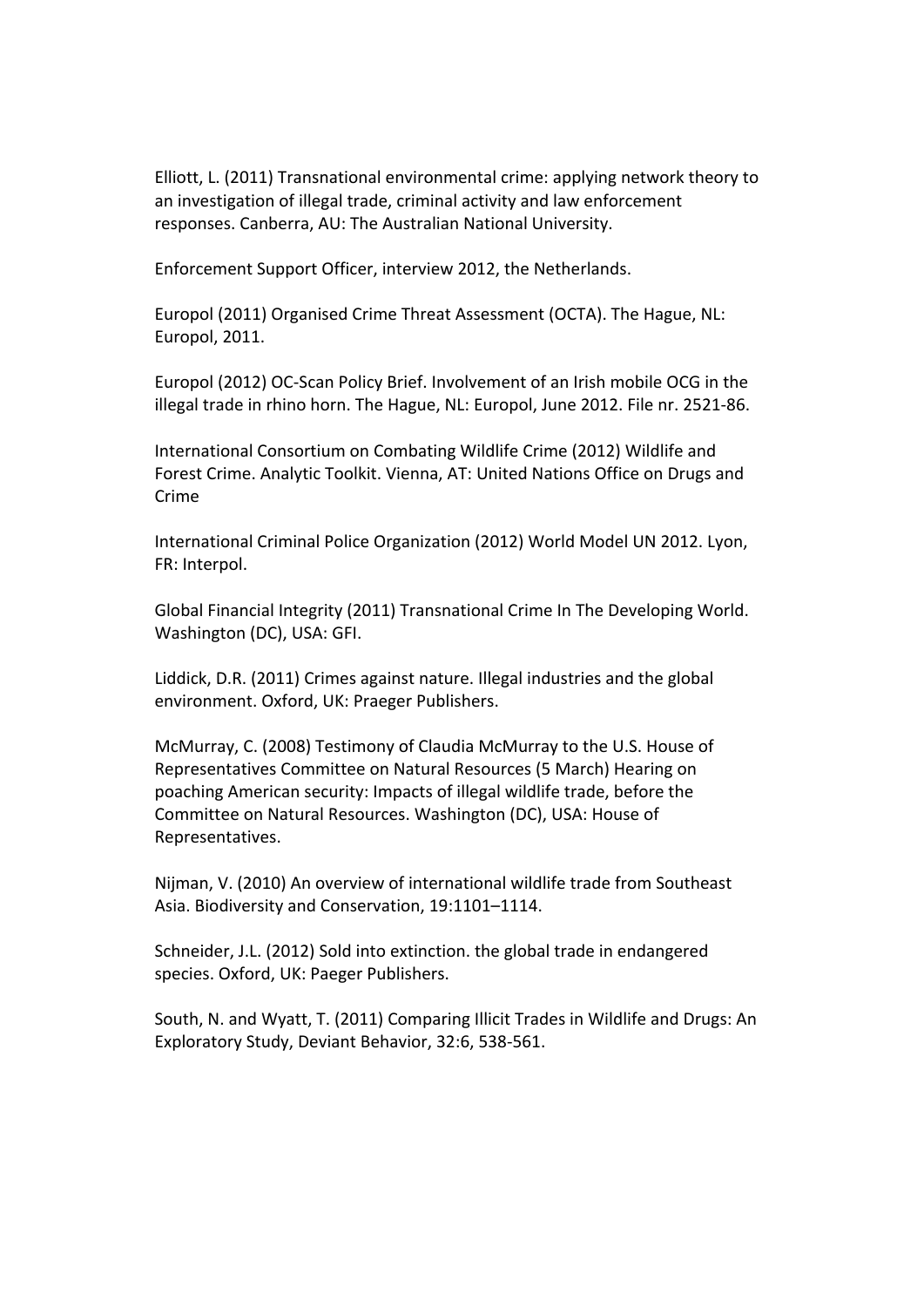Elliott, L. (2011) Transnational environmental crime: applying network theory to an investigation of illegal trade, criminal activity and law enforcement responses. Canberra, AU: The Australian National University.

Enforcement Support Officer, interview 2012, the Netherlands.

Europol (2011) Organised Crime Threat Assessment (OCTA). The Hague, NL: Europol, 2011.

Europol (2012) OC-Scan Policy Brief. Involvement of an Irish mobile OCG in the illegal trade in rhino horn. The Hague, NL: Europol, June 2012. File nr. 2521-86.

International Consortium on Combating Wildlife Crime (2012) Wildlife and Forest Crime. Analytic Toolkit. Vienna, AT: United Nations Office on Drugs and Crime

International Criminal Police Organization (2012) World Model UN 2012. Lyon, FR: Interpol.

Global Financial Integrity (2011) Transnational Crime In The Developing World. Washington (DC), USA: GFI.

Liddick, D.R. (2011) Crimes against nature. Illegal industries and the global environment. Oxford, UK: Praeger Publishers.

McMurray, C. (2008) Testimony of Claudia McMurray to the U.S. House of Representatives Committee on Natural Resources (5 March) Hearing on poaching American security: Impacts of illegal wildlife trade, before the Committee on Natural Resources. Washington (DC), USA: House of Representatives.

Nijman, V. (2010) An overview of international wildlife trade from Southeast Asia. Biodiversity and Conservation, 19:1101–1114.

Schneider, J.L. (2012) Sold into extinction. the global trade in endangered species. Oxford, UK: Paeger Publishers.

South, N. and Wyatt, T. (2011) Comparing Illicit Trades in Wildlife and Drugs: An Exploratory Study, Deviant Behavior, 32:6, 538-561.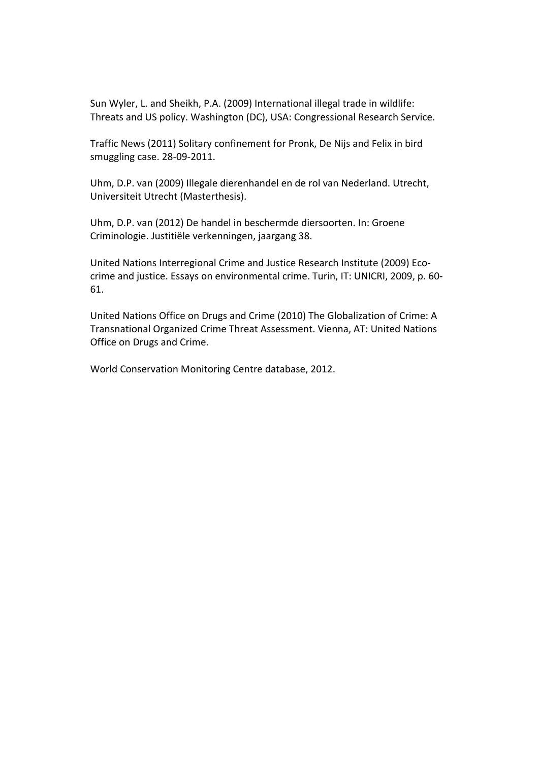Sun Wyler, L. and Sheikh, P.A. (2009) International illegal trade in wildlife: Threats and US policy. Washington (DC), USA: Congressional Research Service.

Traffic News (2011) Solitary confinement for Pronk, De Nijs and Felix in bird smuggling case. 28-09-2011.

Uhm, D.P. van (2009) Illegale dierenhandel en de rol van Nederland. Utrecht, Universiteit Utrecht (Masterthesis).

Uhm, D.P. van (2012) De handel in beschermde diersoorten. In: Groene Criminologie. Justitiële verkenningen, jaargang 38.

United Nations Interregional Crime and Justice Research Institute (2009) Eco-crime and justice. Essays on environmental crime. Turin, IT: UNICRI, 2009, p. 60-61.

United Nations Office on Drugs and Crime (2010) The Globalization of Crime: A Transnational Organized Crime Threat Assessment. Vienna, AT: United Nations Office on Drugs and Crime.

World Conservation Monitoring Centre database, 2012.